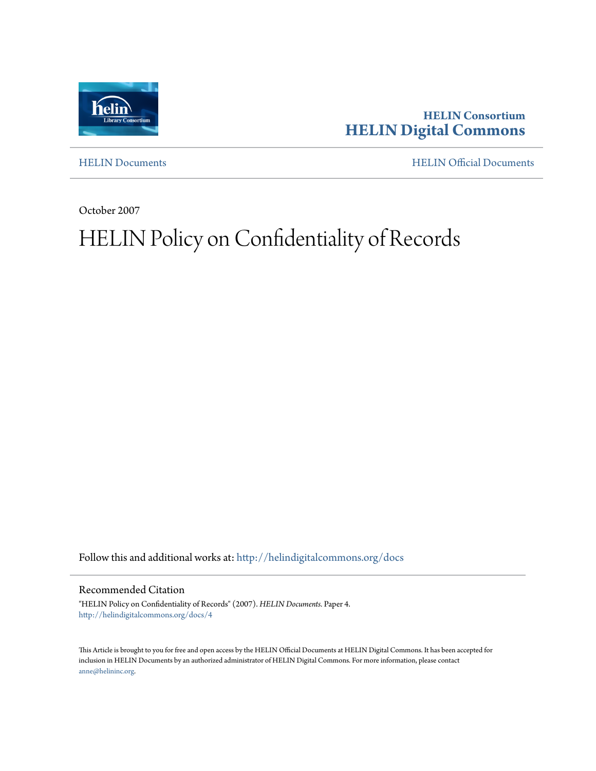**HELIN Consortium**

**HELIN Digital Commons**

HELIN Documents — HELIN Official Documents

October 2007

# HELIN Policy on Confidentiality of Records

Follow this and additional works at: http://helindigitalcommons.org/docs

## Recommended Citation

"HELIN Policy on Confidentiality of Records" (2007). *HELIN Documents.* Paper 4.
http://helindigitalcommons.org/docs/4

This Article is brought to you for free and open access by the HELIN Official Documents at HELIN Digital Commons. It has been accepted for inclusion in HELIN Documents by an authorized administrator of HELIN Digital Commons. For more information, please contact anne@helininc.org.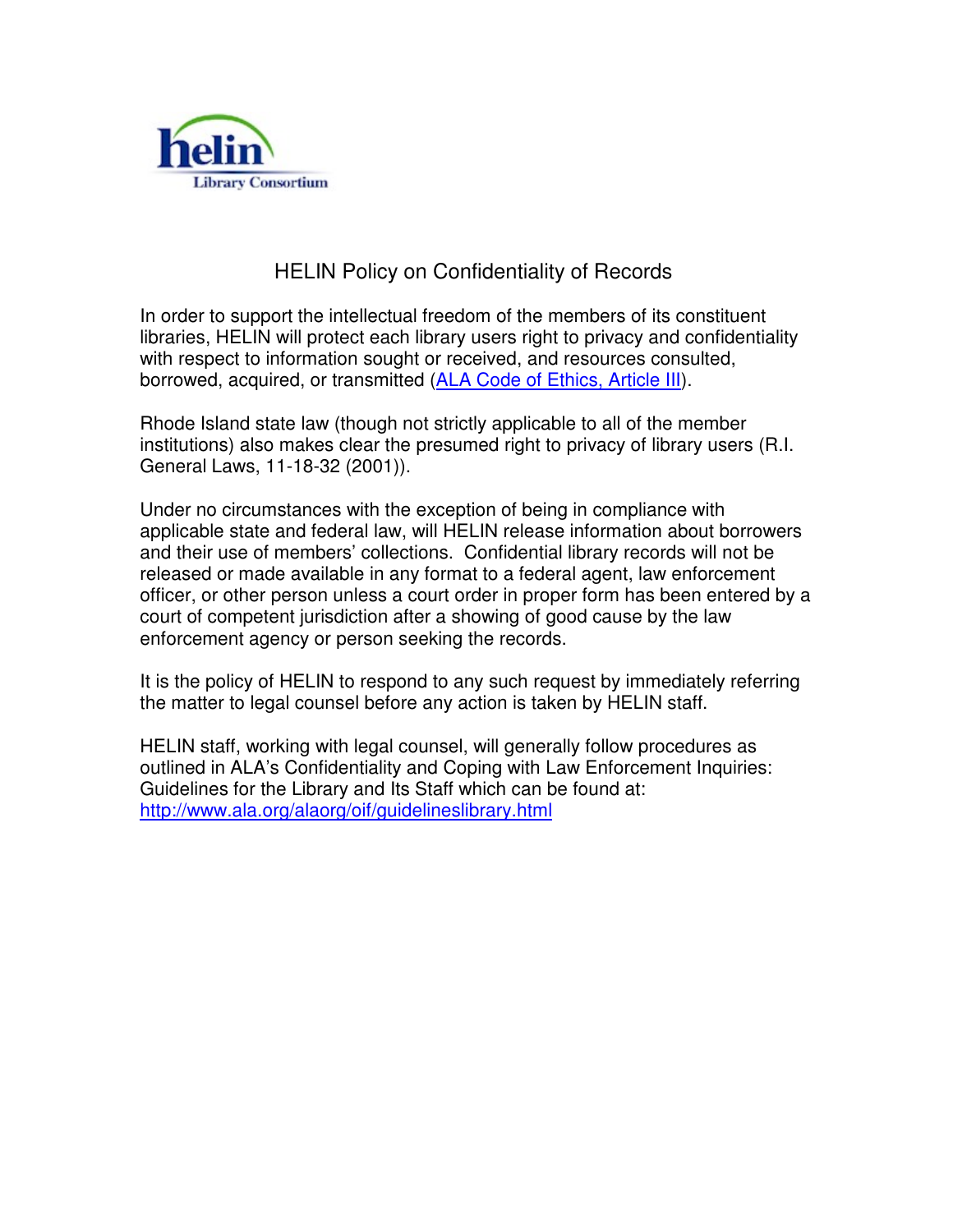helin
Library Consortium

# HELIN Policy on Confidentiality of Records

In order to support the intellectual freedom of the members of its constituent libraries, HELIN will protect each library users right to privacy and confidentiality with respect to information sought or received, and resources consulted, borrowed, acquired, or transmitted ([ALA Code of Ethics, Article III](#)).

Rhode Island state law (though not strictly applicable to all of the member institutions) also makes clear the presumed right to privacy of library users (R.I. General Laws, 11-18-32 (2001)).

Under no circumstances with the exception of being in compliance with applicable state and federal law, will HELIN release information about borrowers and their use of members' collections. Confidential library records will not be released or made available in any format to a federal agent, law enforcement officer, or other person unless a court order in proper form has been entered by a court of competent jurisdiction after a showing of good cause by the law enforcement agency or person seeking the records.

It is the policy of HELIN to respond to any such request by immediately referring the matter to legal counsel before any action is taken by HELIN staff.

HELIN staff, working with legal counsel, will generally follow procedures as outlined in ALA's Confidentiality and Coping with Law Enforcement Inquiries: Guidelines for the Library and Its Staff which can be found at: http://www.ala.org/alaorg/oif/guidelineslibrary.html